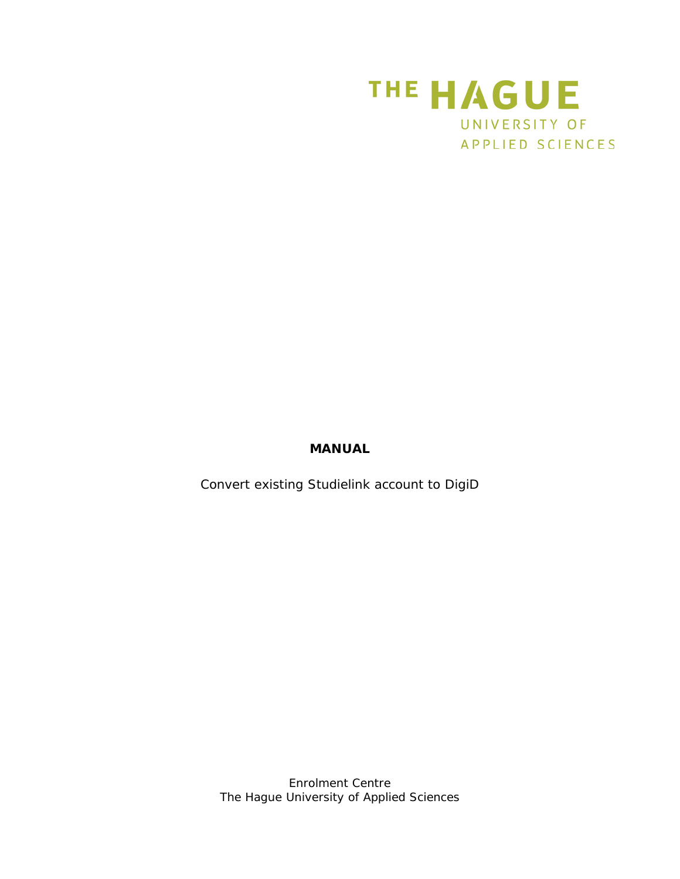THE HAGUE
UNIVERSITY OF
APPLIED SCIENCES

**MANUAL**

Convert existing Studielink account to DigiD

Enrolment Centre
The Hague University of Applied Sciences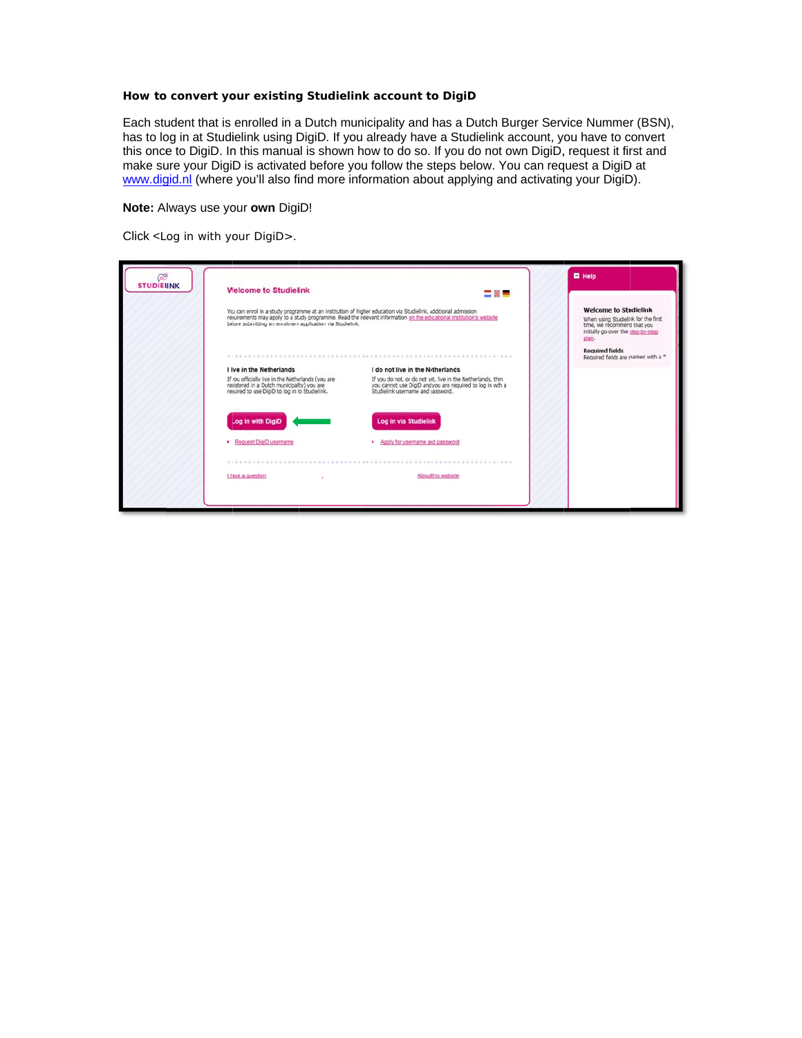**How to convert your existing Studielink account to DigiD**

Each student that is enrolled in a Dutch municipality and has a Dutch Burger Service Nummer (BSN), has to log in at Studielink using DigiD. If you already have a Studielink account, you have to convert this once to DigiD. In this manual is shown how to do so. If you do not own DigiD, request it first and make sure your DigiD is activated before you follow the steps below. You can request a DigiD at www.digid.nl (where you'll also find more information about applying and activating your DigiD).

**Note:** Always use your **own** DigiD!

Click <Log in with your DigiD>.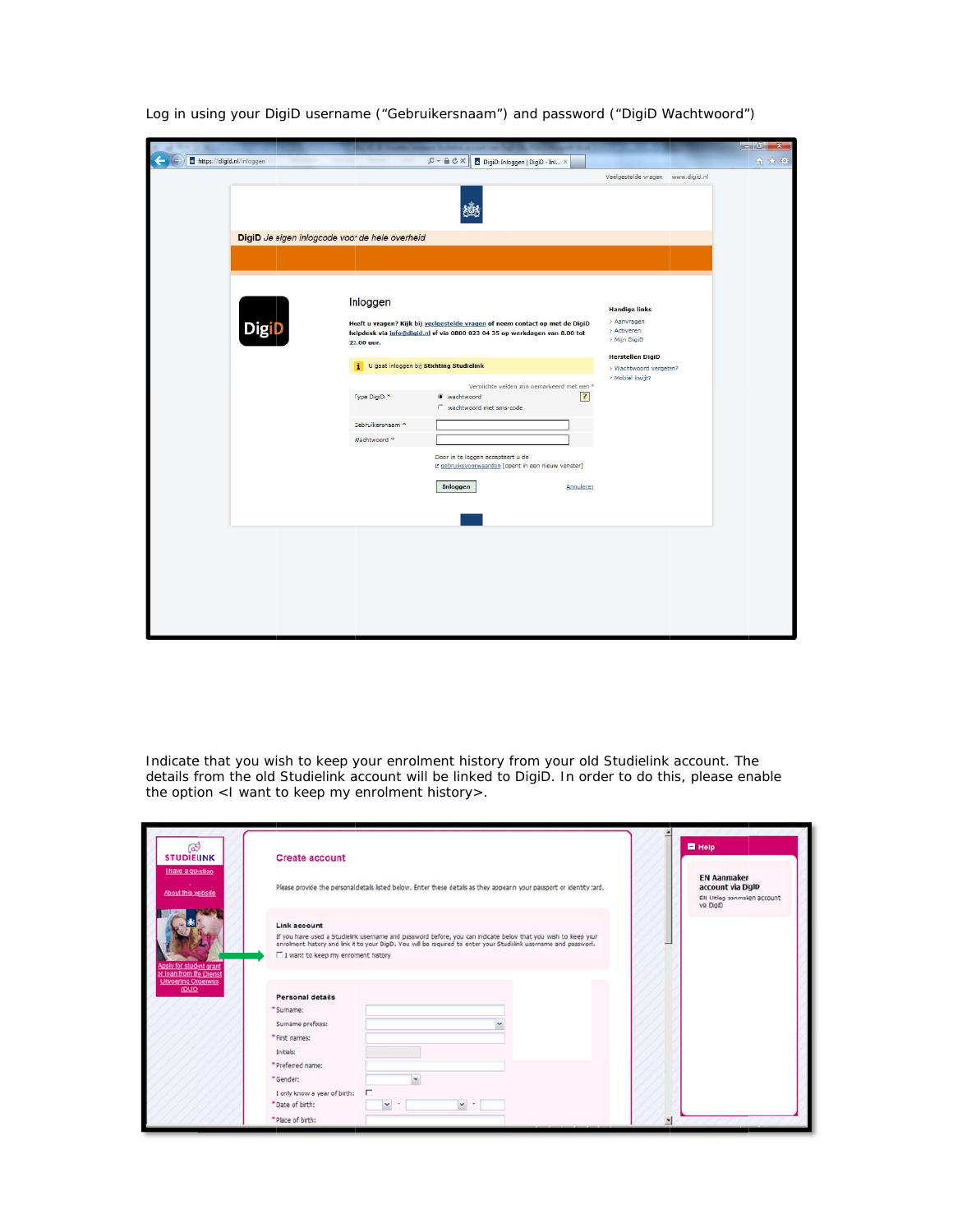Log in using your DigiD username (“Gebruikersnaam”) and password (“DigiD Wachtwoord”)

Indicate that you wish to keep your enrolment history from your old Studielink account. The details from the old Studielink account will be linked to DigiD. In order to do this, please enable the option <I want to keep my enrolment history>.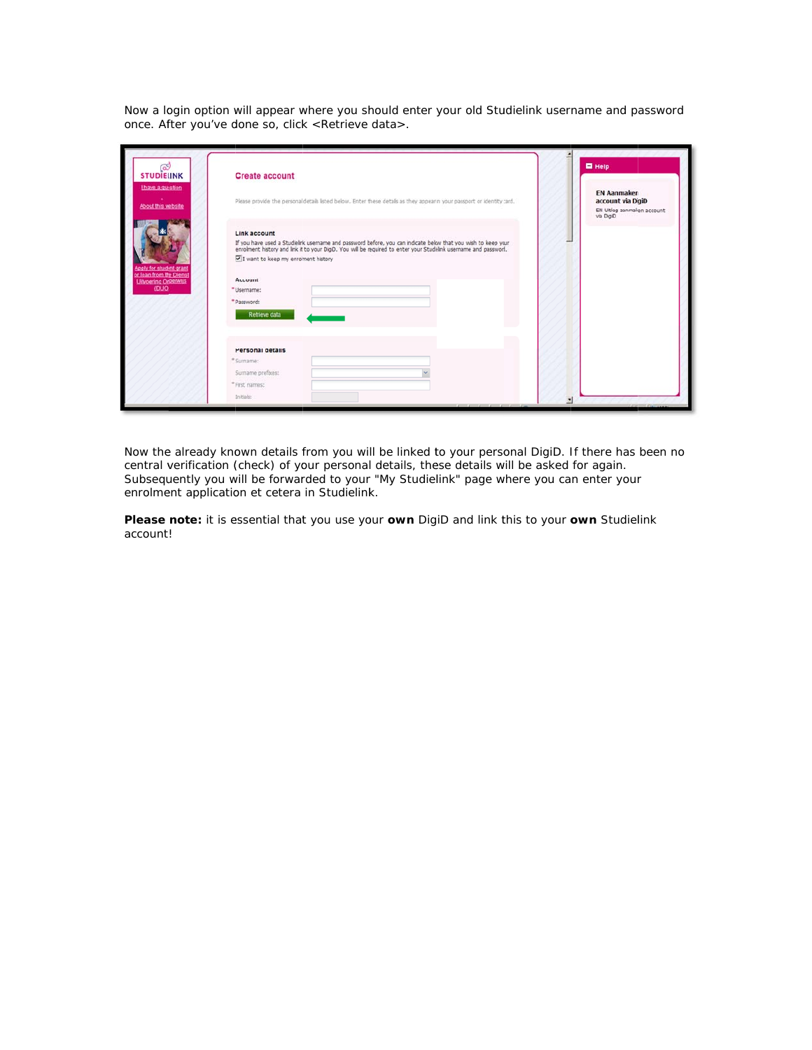Now a login option will appear where you should enter your old Studielink username and password once. After you've done so, click <Retrieve data>.

Now the already known details from you will be linked to your personal DigiD. If there has been no central verification (check) of your personal details, these details will be asked for again. Subsequently you will be forwarded to your "My Studielink" page where you can enter your enrolment application et cetera in Studielink.

**Please note:** it is essential that you use your **own** DigiD and link this to your **own** Studielink account!